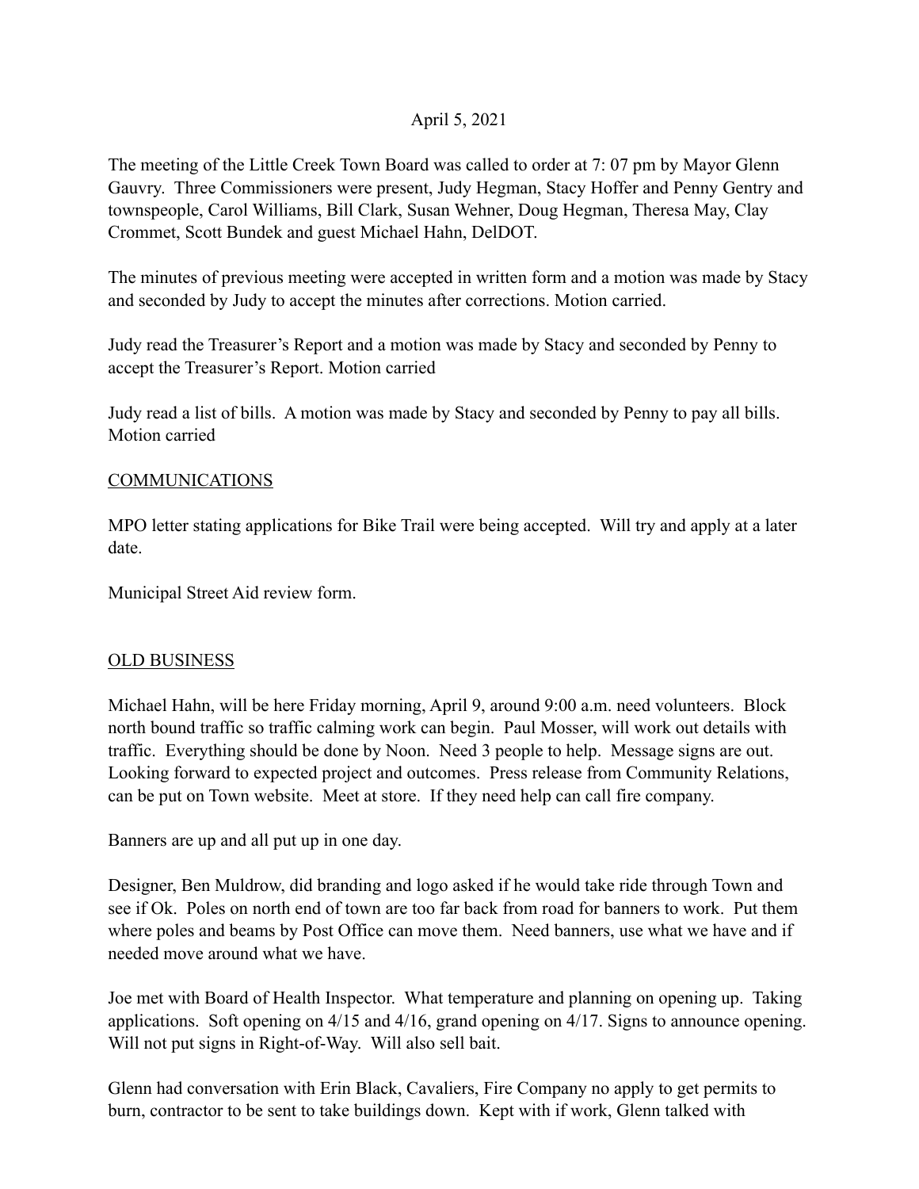April 5, 2021

The meeting of the Little Creek Town Board was called to order at 7: 07 pm by Mayor Glenn Gauvry. Three Commissioners were present, Judy Hegman, Stacy Hoffer and Penny Gentry and townspeople, Carol Williams, Bill Clark, Susan Wehner, Doug Hegman, Theresa May, Clay Crommet, Scott Bundek and guest Michael Hahn, DelDOT.

The minutes of previous meeting were accepted in written form and a motion was made by Stacy and seconded by Judy to accept the minutes after corrections. Motion carried.

Judy read the Treasurer's Report and a motion was made by Stacy and seconded by Penny to accept the Treasurer's Report. Motion carried

Judy read a list of bills. A motion was made by Stacy and seconded by Penny to pay all bills. Motion carried

<u>COMMUNICATIONS</u>

MPO letter stating applications for Bike Trail were being accepted. Will try and apply at a later date.

Municipal Street Aid review form.

<u>OLD BUSINESS</u>

Michael Hahn, will be here Friday morning, April 9, around 9:00 a.m. need volunteers. Block north bound traffic so traffic calming work can begin. Paul Mosser, will work out details with traffic. Everything should be done by Noon. Need 3 people to help. Message signs are out. Looking forward to expected project and outcomes. Press release from Community Relations, can be put on Town website. Meet at store. If they need help can call fire company.

Banners are up and all put up in one day.

Designer, Ben Muldrow, did branding and logo asked if he would take ride through Town and see if Ok. Poles on north end of town are too far back from road for banners to work. Put them where poles and beams by Post Office can move them. Need banners, use what we have and if needed move around what we have.

Joe met with Board of Health Inspector. What temperature and planning on opening up. Taking applications. Soft opening on 4/15 and 4/16, grand opening on 4/17. Signs to announce opening. Will not put signs in Right-of-Way. Will also sell bait.

Glenn had conversation with Erin Black, Cavaliers, Fire Company no apply to get permits to burn, contractor to be sent to take buildings down. Kept with if work, Glenn talked with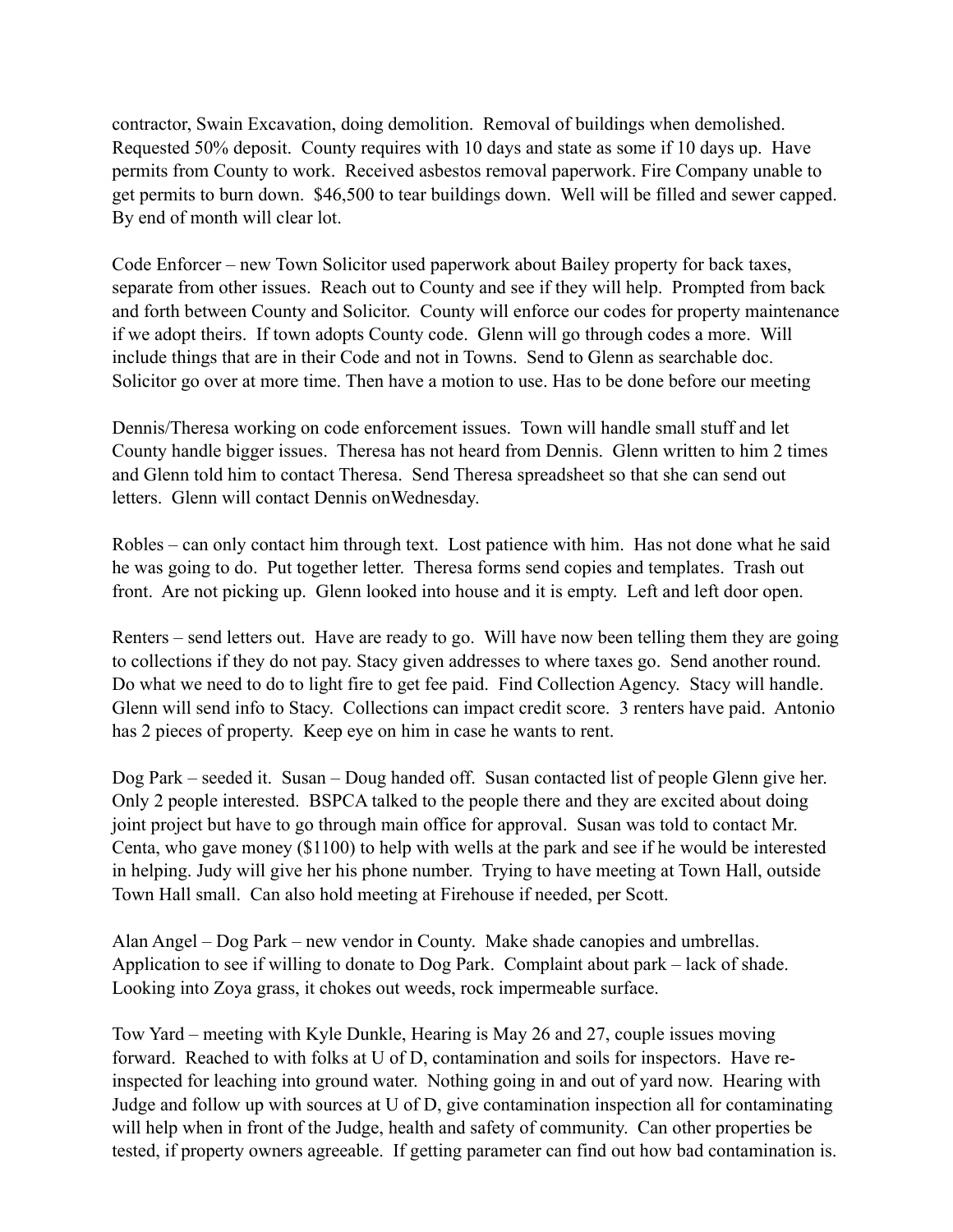contractor, Swain Excavation, doing demolition. Removal of buildings when demolished. Requested 50% deposit. County requires with 10 days and state as some if 10 days up. Have permits from County to work. Received asbestos removal paperwork. Fire Company unable to get permits to burn down. $46,500 to tear buildings down. Well will be filled and sewer capped. By end of month will clear lot.

Code Enforcer – new Town Solicitor used paperwork about Bailey property for back taxes, separate from other issues. Reach out to County and see if they will help. Prompted from back and forth between County and Solicitor. County will enforce our codes for property maintenance if we adopt theirs. If town adopts County code. Glenn will go through codes a more. Will include things that are in their Code and not in Towns. Send to Glenn as searchable doc. Solicitor go over at more time. Then have a motion to use. Has to be done before our meeting

Dennis/Theresa working on code enforcement issues. Town will handle small stuff and let County handle bigger issues. Theresa has not heard from Dennis. Glenn written to him 2 times and Glenn told him to contact Theresa. Send Theresa spreadsheet so that she can send out letters. Glenn will contact Dennis onWednesday.

Robles – can only contact him through text. Lost patience with him. Has not done what he said he was going to do. Put together letter. Theresa forms send copies and templates. Trash out front. Are not picking up. Glenn looked into house and it is empty. Left and left door open.

Renters – send letters out. Have are ready to go. Will have now been telling them they are going to collections if they do not pay. Stacy given addresses to where taxes go. Send another round. Do what we need to do to light fire to get fee paid. Find Collection Agency. Stacy will handle. Glenn will send info to Stacy. Collections can impact credit score. 3 renters have paid. Antonio has 2 pieces of property. Keep eye on him in case he wants to rent.

Dog Park – seeded it. Susan – Doug handed off. Susan contacted list of people Glenn give her. Only 2 people interested. BSPCA talked to the people there and they are excited about doing joint project but have to go through main office for approval. Susan was told to contact Mr. Centa, who gave money ($1100) to help with wells at the park and see if he would be interested in helping. Judy will give her his phone number. Trying to have meeting at Town Hall, outside Town Hall small. Can also hold meeting at Firehouse if needed, per Scott.

Alan Angel – Dog Park – new vendor in County. Make shade canopies and umbrellas. Application to see if willing to donate to Dog Park. Complaint about park – lack of shade. Looking into Zoya grass, it chokes out weeds, rock impermeable surface.

Tow Yard – meeting with Kyle Dunkle, Hearing is May 26 and 27, couple issues moving forward. Reached to with folks at U of D, contamination and soils for inspectors. Have re-inspected for leaching into ground water. Nothing going in and out of yard now. Hearing with Judge and follow up with sources at U of D, give contamination inspection all for contaminating will help when in front of the Judge, health and safety of community. Can other properties be tested, if property owners agreeable. If getting parameter can find out how bad contamination is.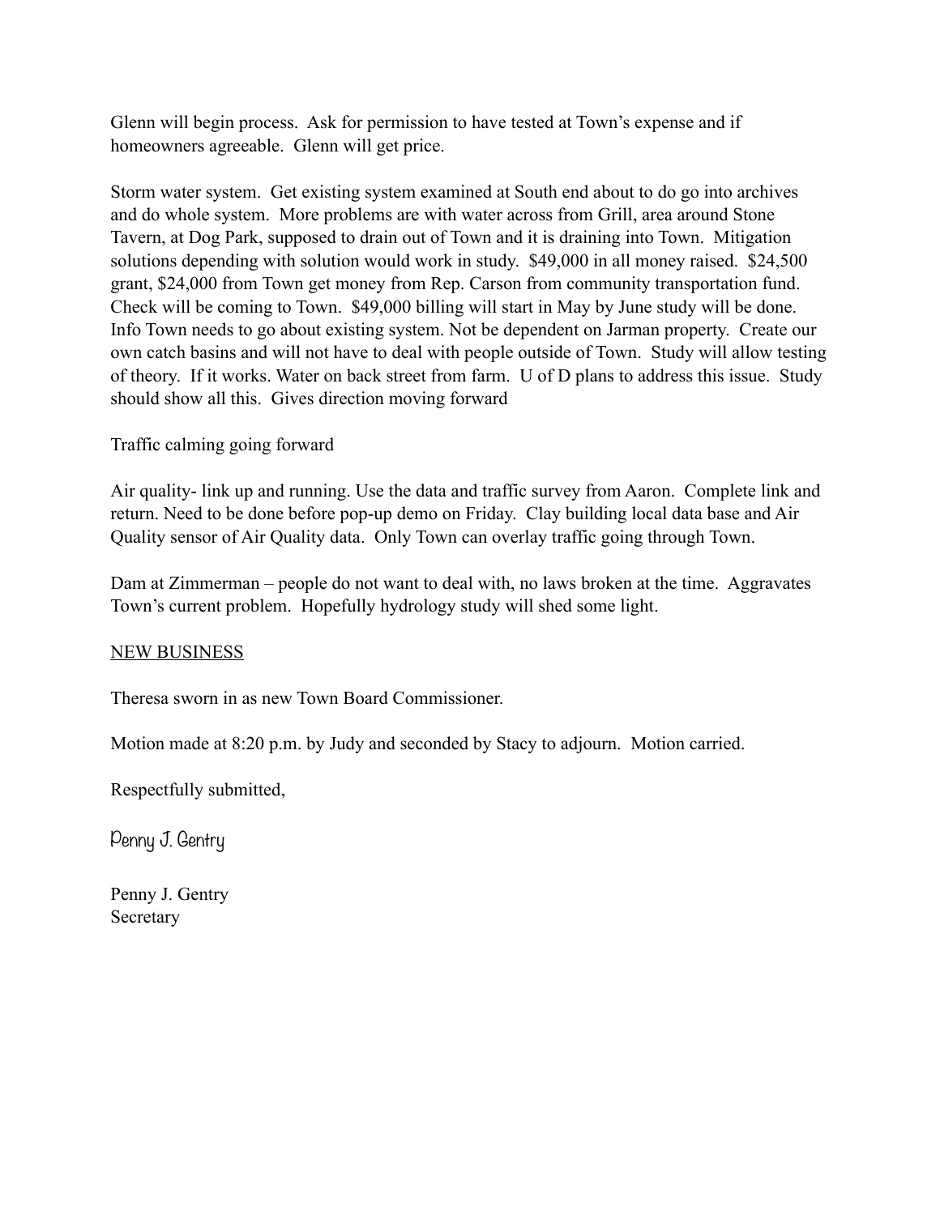Glenn will begin process. Ask for permission to have tested at Town's expense and if homeowners agreeable. Glenn will get price.

Storm water system. Get existing system examined at South end about to do go into archives and do whole system. More problems are with water across from Grill, area around Stone Tavern, at Dog Park, supposed to drain out of Town and it is draining into Town. Mitigation solutions depending with solution would work in study. $49,000 in all money raised. $24,500 grant, $24,000 from Town get money from Rep. Carson from community transportation fund. Check will be coming to Town. $49,000 billing will start in May by June study will be done. Info Town needs to go about existing system. Not be dependent on Jarman property. Create our own catch basins and will not have to deal with people outside of Town. Study will allow testing of theory. If it works. Water on back street from farm. U of D plans to address this issue. Study should show all this. Gives direction moving forward

Traffic calming going forward

Air quality- link up and running. Use the data and traffic survey from Aaron. Complete link and return. Need to be done before pop-up demo on Friday. Clay building local data base and Air Quality sensor of Air Quality data. Only Town can overlay traffic going through Town.

Dam at Zimmerman – people do not want to deal with, no laws broken at the time. Aggravates Town's current problem. Hopefully hydrology study will shed some light.

<u>NEW BUSINESS</u>

Theresa sworn in as new Town Board Commissioner.

Motion made at 8:20 p.m. by Judy and seconded by Stacy to adjourn. Motion carried.

Respectfully submitted,

*Penny J. Gentry*

Penny J. Gentry
Secretary